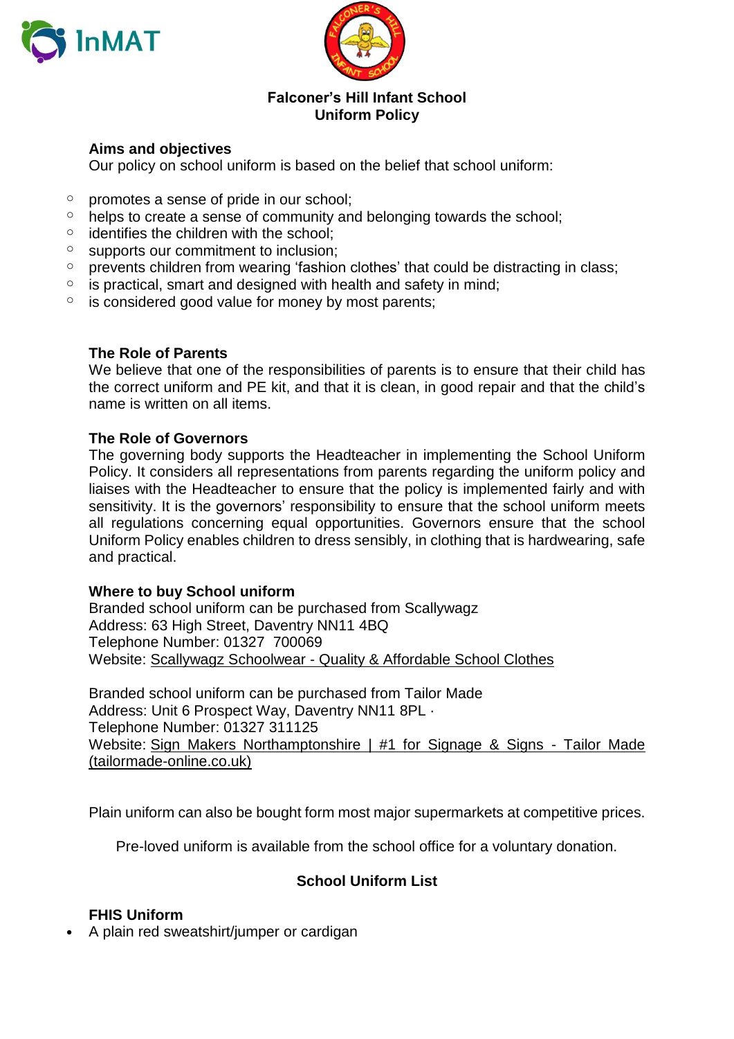# Falconer's Hill Infant School
## Uniform Policy

### Aims and objectives

Our policy on school uniform is based on the belief that school uniform:

- promotes a sense of pride in our school;
- helps to create a sense of community and belonging towards the school;
- identifies the children with the school;
- supports our commitment to inclusion;
- prevents children from wearing 'fashion clothes' that could be distracting in class;
- is practical, smart and designed with health and safety in mind;
- is considered good value for money by most parents;

### The Role of Parents

We believe that one of the responsibilities of parents is to ensure that their child has the correct uniform and PE kit, and that it is clean, in good repair and that the child's name is written on all items.

### The Role of Governors

The governing body supports the Headteacher in implementing the School Uniform Policy. It considers all representations from parents regarding the uniform policy and liaises with the Headteacher to ensure that the policy is implemented fairly and with sensitivity. It is the governors' responsibility to ensure that the school uniform meets all regulations concerning equal opportunities. Governors ensure that the school Uniform Policy enables children to dress sensibly, in clothing that is hardwearing, safe and practical.

### Where to buy School uniform

Branded school uniform can be purchased from Scallywagz
Address: 63 High Street, Daventry NN11 4BQ
Telephone Number: 01327 700069
Website: Scallywagz Schoolwear - Quality & Affordable School Clothes

Branded school uniform can be purchased from Tailor Made
Address: Unit 6 Prospect Way, Daventry NN11 8PL ·
Telephone Number: 01327 311125
Website: Sign Makers Northamptonshire | #1 for Signage & Signs - Tailor Made (tailormade-online.co.uk)

Plain uniform can also be bought form most major supermarkets at competitive prices.

Pre-loved uniform is available from the school office for a voluntary donation.

## School Uniform List

### FHIS Uniform

- A plain red sweatshirt/jumper or cardigan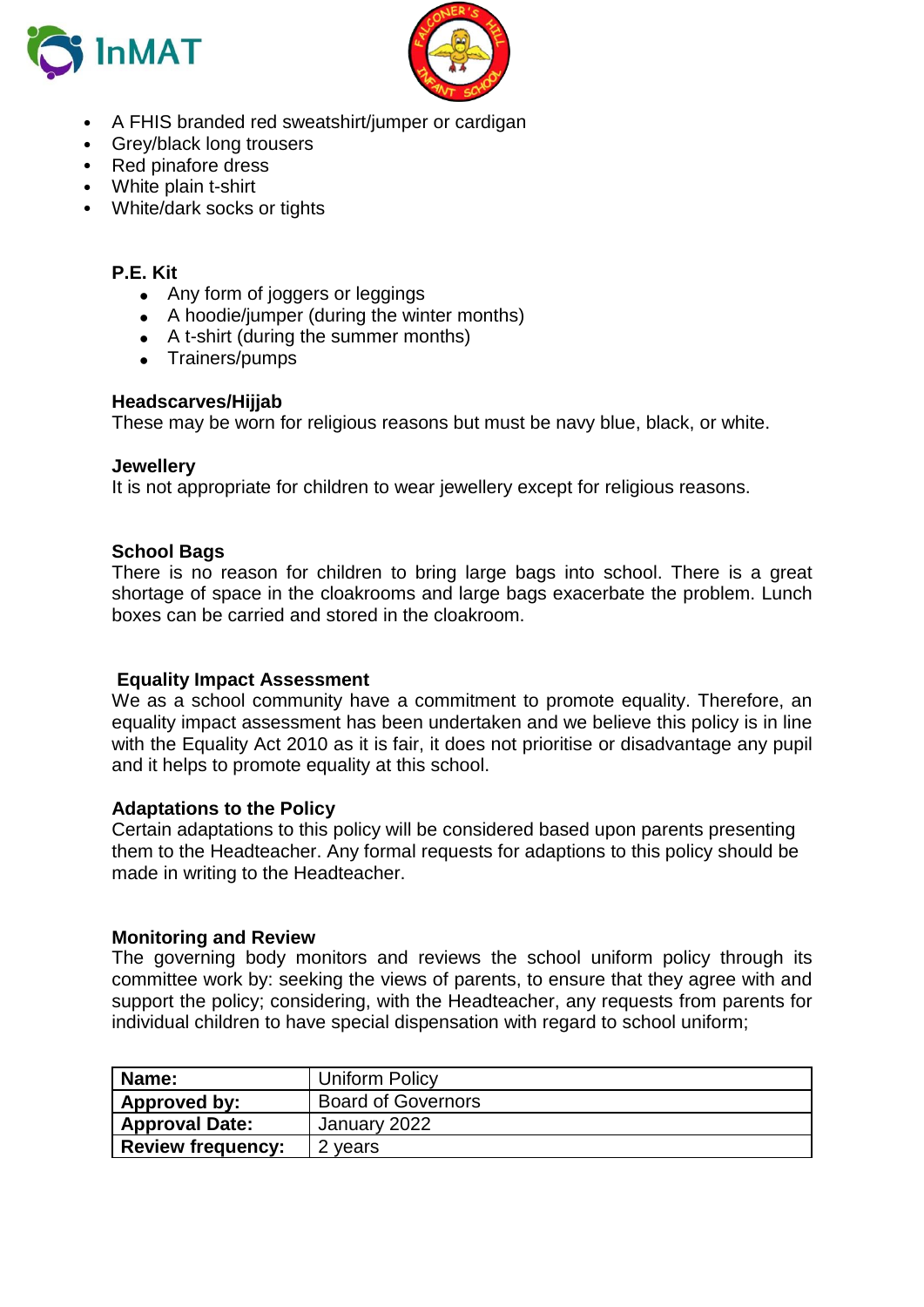- A FHIS branded red sweatshirt/jumper or cardigan
- Grey/black long trousers
- Red pinafore dress
- White plain t-shirt
- White/dark socks or tights

**P.E. Kit**

- Any form of joggers or leggings
- A hoodie/jumper (during the winter months)
- A t-shirt (during the summer months)
- Trainers/pumps

**Headscarves/Hijjab**

These may be worn for religious reasons but must be navy blue, black, or white.

**Jewellery**

It is not appropriate for children to wear jewellery except for religious reasons.

**School Bags**

There is no reason for children to bring large bags into school. There is a great shortage of space in the cloakrooms and large bags exacerbate the problem. Lunch boxes can be carried and stored in the cloakroom.

**Equality Impact Assessment**

We as a school community have a commitment to promote equality. Therefore, an equality impact assessment has been undertaken and we believe this policy is in line with the Equality Act 2010 as it is fair, it does not prioritise or disadvantage any pupil and it helps to promote equality at this school.

**Adaptations to the Policy**

Certain adaptations to this policy will be considered based upon parents presenting them to the Headteacher. Any formal requests for adaptions to this policy should be made in writing to the Headteacher.

**Monitoring and Review**

The governing body monitors and reviews the school uniform policy through its committee work by: seeking the views of parents, to ensure that they agree with and support the policy; considering, with the Headteacher, any requests from parents for individual children to have special dispensation with regard to school uniform;

| **Name:** | Uniform Policy |
|---|---|
| **Approved by:** | Board of Governors |
| **Approval Date:** | January 2022 |
| **Review frequency:** | 2 years |